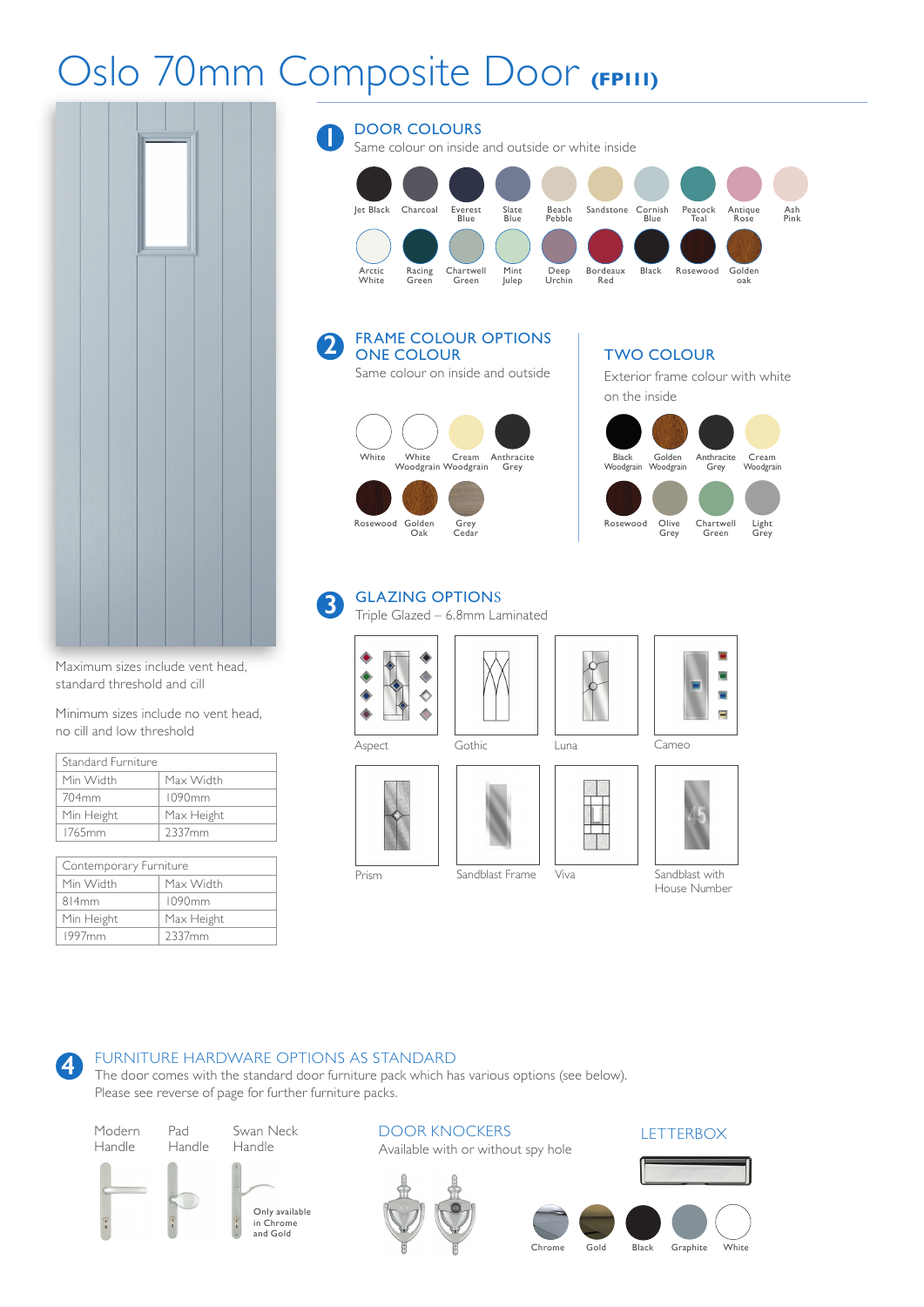# Oslo 70mm Composite Door (FP111)

## 1 DOOR COLOURS

Same colour on inside and outside or white inside

Jet Black, Charcoal, Everest Blue, Slate Blue, Beach Pebble, Sandstone, Cornish Blue, Peacock Teal, Antique Rose, Ash Pink

Arctic White, Racing Green, Chartwell Green, Mint Julep, Deep Urchin, Bordeaux Red, Black, Rosewood, Golden oak

## 2 FRAME COLOUR OPTIONS

### ONE COLOUR

Same colour on inside and outside

White, White Woodgrain, Cream Woodgrain, Anthracite Grey

Rosewood, Golden Oak, Grey Cedar

### TWO COLOUR

Exterior frame colour with white on the inside

Black Woodgrain, Golden Woodgrain, Anthracite Grey, Cream Woodgrain

Rosewood, Olive Grey, Chartwell Green, Light Grey

## 3 GLAZING OPTIONS

Triple Glazed – 6.8mm Laminated

Aspect, Gothic, Luna, Cameo

Prism, Sandblast Frame, Viva, Sandblast with House Number

Maximum sizes include vent head, standard threshold and cill

Minimum sizes include no vent head, no cill and low threshold

| Standard Furniture | |
|---|---|
| Min Width | Max Width |
| 704mm | 1090mm |
| Min Height | Max Height |
| 1765mm | 2337mm |

| Contemporary Furniture | |
|---|---|
| Min Width | Max Width |
| 814mm | 1090mm |
| Min Height | Max Height |
| 1997mm | 2337mm |

## 4 FURNITURE HARDWARE OPTIONS AS STANDARD

The door comes with the standard door furniture pack which has various options (see below).
Please see reverse of page for further furniture packs.

Modern Handle, Pad Handle, Swan Neck Handle

Only available in Chrome and Gold

### DOOR KNOCKERS

Available with or without spy hole

### LETTERBOX

Chrome, Gold, Black, Graphite, White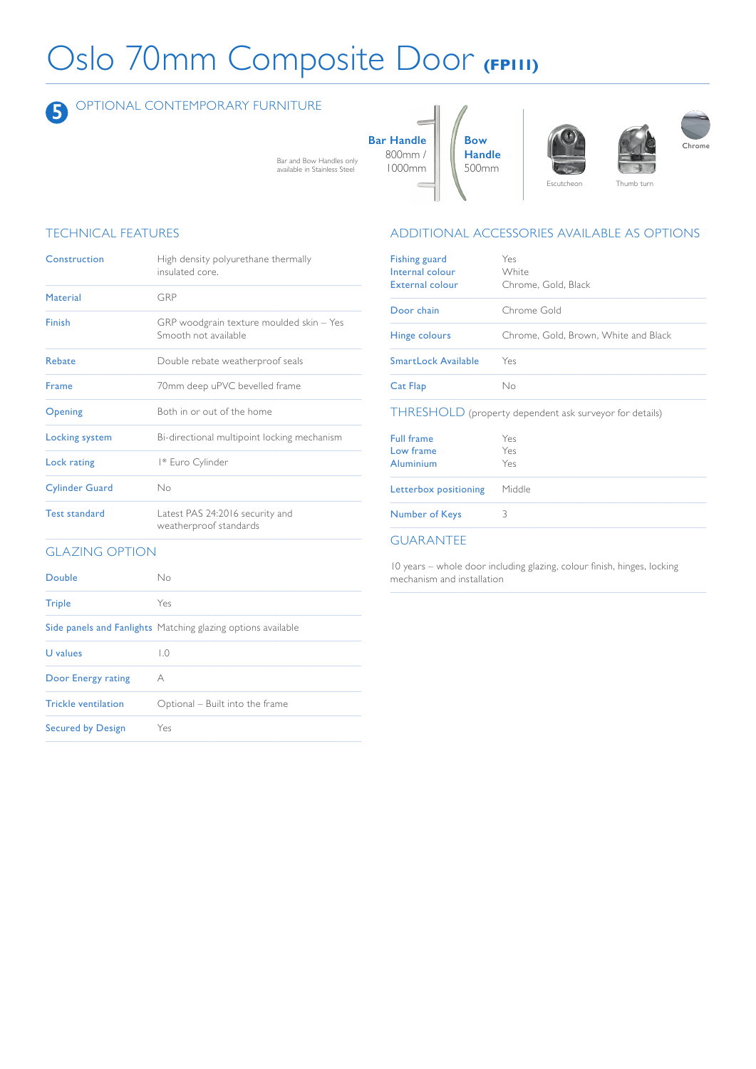# Oslo 70mm Composite Door **(FP111)**

## 5 OPTIONAL CONTEMPORARY FURNITURE

Bar and Bow Handles only available in Stainless Steel

**Bar Handle** 800mm / 1000mm

**Bow Handle** 500mm

Escutcheon

Thumb turn

Chrome

## TECHNICAL FEATURES

| | |
|---|---|
| Construction | High density polyurethane thermally insulated core. |
| Material | GRP |
| Finish | GRP woodgrain texture moulded skin – Yes<br>Smooth not available |
| Rebate | Double rebate weatherproof seals |
| Frame | 70mm deep uPVC bevelled frame |
| Opening | Both in or out of the home |
| Locking system | Bi-directional multipoint locking mechanism |
| Lock rating | 1* Euro Cylinder |
| Cylinder Guard | No |
| Test standard | Latest PAS 24:2016 security and weatherproof standards |

## GLAZING OPTION

| | |
|---|---|
| Double | No |
| Triple | Yes |
| Side panels and Fanlights | Matching glazing options available |
| U values | 1.0 |
| Door Energy rating | A |
| Trickle ventilation | Optional – Built into the frame |
| Secured by Design | Yes |

## ADDITIONAL ACCESSORIES AVAILABLE AS OPTIONS

| | |
|---|---|
| Fishing guard<br>Internal colour<br>External colour | Yes<br>White<br>Chrome, Gold, Black |
| Door chain | Chrome Gold |
| Hinge colours | Chrome, Gold, Brown, White and Black |
| SmartLock Available | Yes |
| Cat Flap | No |

## THRESHOLD (property dependent ask surveyor for details)

| | |
|---|---|
| Full frame<br>Low frame<br>Aluminium | Yes<br>Yes<br>Yes |
| Letterbox positioning | Middle |
| Number of Keys | 3 |

## GUARANTEE

10 years – whole door including glazing, colour finish, hinges, locking mechanism and installation